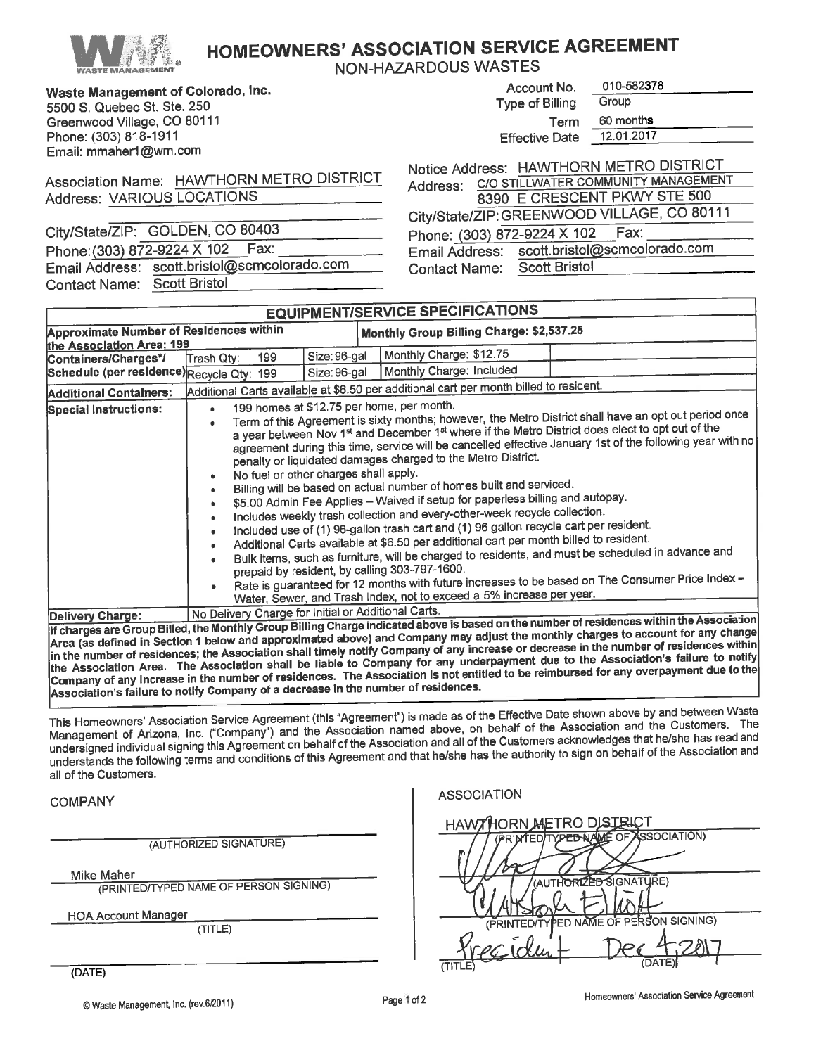# HOMEOWNERS' ASSOCIATION SERVICE AGREEMENT

NON-HAZARDOUS WASTES

**Waste Management of Colorado, Inc.**
5500 S. Quebec St. Ste. 250
Greenwood Village, CO 80111
Phone: (303) 818-1911
Email: mmaher1@wm.com

Account No. 010-582378
Type of Billing Group
Term 60 months
Effective Date 12.01.2017

Association Name: HAWTHORN METRO DISTRICT
Address: VARIOUS LOCATIONS

City/State/ZIP: GOLDEN, CO 80403
Phone: (303) 872-9224 X 102 Fax:
Email Address: scott.bristol@scmcolorado.com
Contact Name: Scott Bristol

Notice Address: HAWTHORN METRO DISTRICT
Address: C/O STILLWATER COMMUNITY MANAGEMENT
8390 E CRESCENT PKWY STE 500
City/State/ZIP: GREENWOOD VILLAGE, CO 80111
Phone: (303) 872-9224 X 102 Fax:
Email Address: scott.bristol@scmcolorado.com
Contact Name: Scott Bristol

## EQUIPMENT/SERVICE SPECIFICATIONS

| | | | |
|---|---|---|---|
| **Approximate Number of Residences within the Association Area: 199** | | **Monthly Group Billing Charge: $2,537.25** | |
| **Containers/Charges\*/ Schedule (per residence)** | Trash Qty: 199 | Size: 96-gal | Monthly Charge: $12.75 |
| | Recycle Qty: 199 | Size: 96-gal | Monthly Charge: Included |
| **Additional Containers:** | Additional Carts available at $6.50 per additional cart per month billed to resident. | | |
| **Special Instructions:** | • 199 homes at $12.75 per home, per month.<br>• Term of this Agreement is sixty months; however, the Metro District shall have an opt out period once a year between Nov 1st and December 1st where if the Metro District does elect to opt out of the agreement during this time, service will be cancelled effective January 1st of the following year with no penalty or liquidated damages charged to the Metro District.<br>• No fuel or other charges shall apply.<br>• Billing will be based on actual number of homes built and serviced.<br>• $5.00 Admin Fee Applies – Waived if setup for paperless billing and autopay.<br>• Includes weekly trash collection and every-other-week recycle collection.<br>• Included use of (1) 96-gallon trash cart and (1) 96 gallon recycle cart per resident.<br>• Additional Carts available at $6.50 per additional cart per month billed to resident.<br>• Bulk items, such as furniture, will be charged to residents, and must be scheduled in advance and prepaid by resident, by calling 303-797-1600.<br>• Rate is guaranteed for 12 months with future increases to be based on The Consumer Price Index – Water, Sewer, and Trash Index, not to exceed a 5% increase per year. | | |
| **Delivery Charge:** | No Delivery Charge for Initial or Additional Carts. | | |

**If charges are Group Billed, the Monthly Group Billing Charge indicated above is based on the number of residences within the Association Area (as defined in Section 1 below and approximated above) and Company may adjust the monthly charges to account for any change in the number of residences; the Association shall timely notify Company of any increase or decrease in the number of residences within the Association Area. The Association shall be liable to Company for any underpayment due to the Association's failure to notify Company of any increase in the number of residences. The Association is not entitled to be reimbursed for any overpayment due to the Association's failure to notify Company of a decrease in the number of residences.**

This Homeowners' Association Service Agreement (this "Agreement") is made as of the Effective Date shown above by and between Waste Management of Arizona, Inc. ("Company") and the Association named above, on behalf of the Association and the Customers. The undersigned individual signing this Agreement on behalf of the Association and all of the Customers acknowledges that he/she has read and understands the following terms and conditions of this Agreement and that he/she has the authority to sign on behalf of the Association and all of the Customers.

COMPANY

______________________
(AUTHORIZED SIGNATURE)

Mike Maher
(PRINTED/TYPED NAME OF PERSON SIGNING)

HOA Account Manager
(TITLE)

______________________
(DATE)

ASSOCIATION

HAWTHORN METRO DISTRICT
(PRINTED/TYPED NAME OF ASSOCIATION)

[Signature]
(AUTHORIZED SIGNATURE)

Marshall E. Elliott
(PRINTED/TYPED NAME OF PERSON SIGNING)

President (TITLE) Dec 4, 2017 (DATE)

© Waste Management, Inc. (rev.6/2011)

Homeowners' Association Service Agreement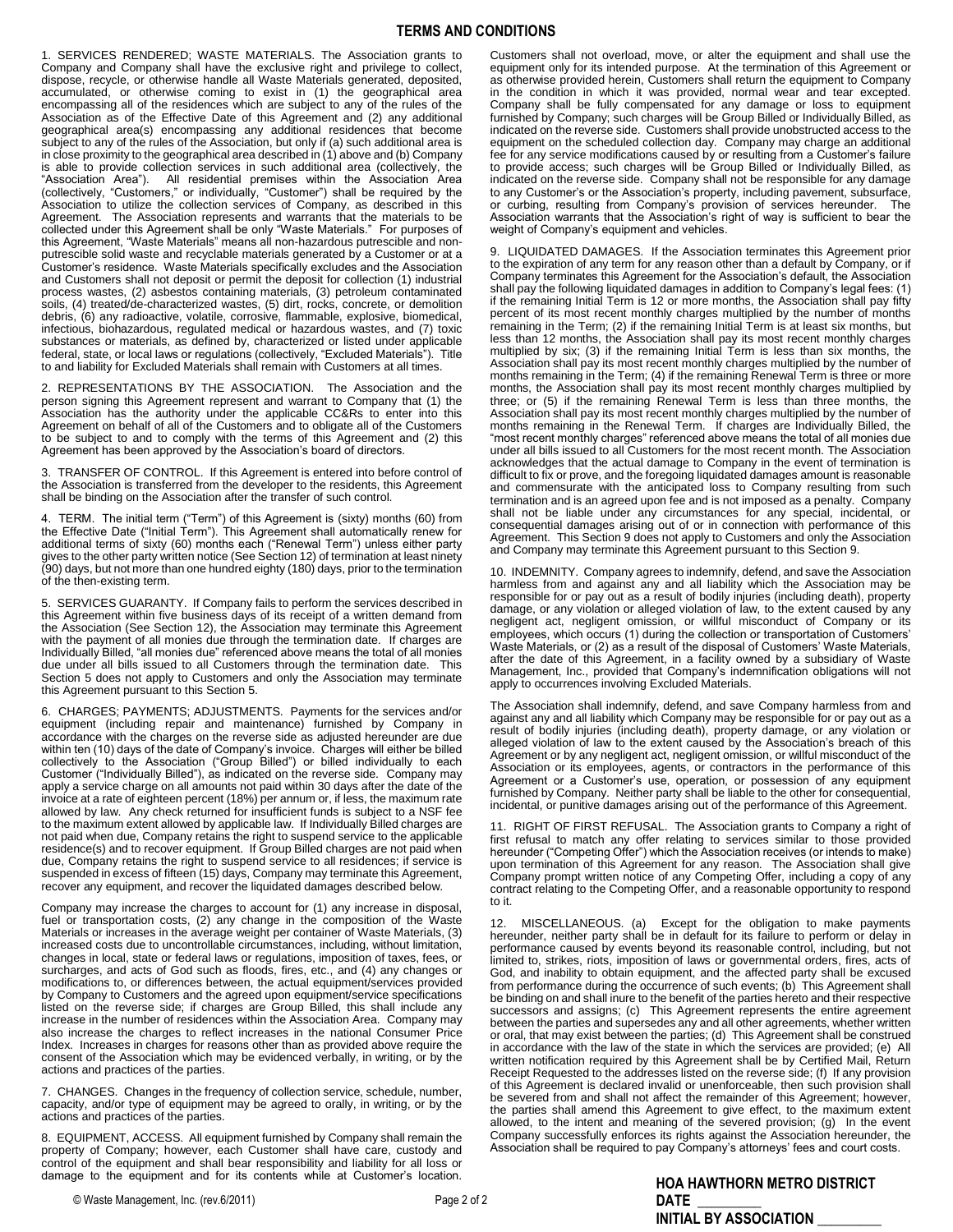# TERMS AND CONDITIONS

1. SERVICES RENDERED; WASTE MATERIALS. The Association grants to Company and Company shall have the exclusive right and privilege to collect, dispose, recycle, or otherwise handle all Waste Materials generated, deposited, accumulated, or otherwise coming to exist in (1) the geographical area encompassing all of the residences which are subject to any of the rules of the Association as of the Effective Date of this Agreement and (2) any additional geographical area(s) encompassing any additional residences that become subject to any of the rules of the Association, but only if (a) such additional area is in close proximity to the geographical area described in (1) above and (b) Company is able to provide collection services in such additional area (collectively, the "Association Area"). All residential premises within the Association Area (collectively, "Customers," or individually, "Customer") shall be required by the Association to utilize the collection services of Company, as described in this Agreement. The Association represents and warrants that the materials to be collected under this Agreement shall be only "Waste Materials." For purposes of this Agreement, "Waste Materials" means all non-hazardous putrescible and non-putrescible solid waste and recyclable materials generated by a Customer or at a Customer's residence. Waste Materials specifically excludes and the Association and Customers shall not deposit or permit the deposit for collection (1) industrial process wastes, (2) asbestos containing materials, (3) petroleum contaminated soils, (4) treated/de-characterized wastes, (5) dirt, rocks, concrete, or demolition debris, (6) any radioactive, volatile, corrosive, flammable, explosive, biomedical, infectious, biohazardous, regulated medical or hazardous wastes, and (7) toxic substances or materials, as defined by, characterized or listed under applicable federal, state, or local laws or regulations (collectively, "Excluded Materials"). Title to and liability for Excluded Materials shall remain with Customers at all times.

2. REPRESENTATIONS BY THE ASSOCIATION. The Association and the person signing this Agreement represent and warrant to Company that (1) the Association has the authority under the applicable CC&Rs to enter into this Agreement on behalf of all of the Customers and to obligate all of the Customers to be subject to and to comply with the terms of this Agreement and (2) this Agreement has been approved by the Association's board of directors.

3. TRANSFER OF CONTROL. If this Agreement is entered into before control of the Association is transferred from the developer to the residents, this Agreement shall be binding on the Association after the transfer of such control.

4. TERM. The initial term ("Term") of this Agreement is (sixty) months (60) from the Effective Date ("Initial Term"). This Agreement shall automatically renew for additional terms of sixty (60) months each ("Renewal Term") unless either party gives to the other party written notice (See Section 12) of termination at least ninety (90) days, but not more than one hundred eighty (180) days, prior to the termination of the then-existing term.

5. SERVICES GUARANTY. If Company fails to perform the services described in this Agreement within five business days of its receipt of a written demand from the Association (See Section 12), the Association may terminate this Agreement with the payment of all monies due through the termination date. If charges are Individually Billed, "all monies due" referenced above means the total of all monies due under all bills issued to all Customers through the termination date. This Section 5 does not apply to Customers and only the Association may terminate this Agreement pursuant to this Section 5.

6. CHARGES; PAYMENTS; ADJUSTMENTS. Payments for the services and/or equipment (including repair and maintenance) furnished by Company in accordance with the charges on the reverse side as adjusted hereunder are due within ten (10) days of the date of Company's invoice. Charges will either be billed collectively to the Association ("Group Billed") or billed individually to each Customer ("Individually Billed"), as indicated on the reverse side. Company may apply a service charge on all amounts not paid within 30 days after the date of the invoice at a rate of eighteen percent (18%) per annum or, if less, the maximum rate allowed by law. Any check returned for insufficient funds is subject to a NSF fee to the maximum extent allowed by applicable law. If Individually Billed charges are not paid when due, Company retains the right to suspend service to the applicable residence(s) and to recover equipment. If Group Billed charges are not paid when due, Company retains the right to suspend service to all residences; if service is suspended in excess of fifteen (15) days, Company may terminate this Agreement, recover any equipment, and recover the liquidated damages described below.

Company may increase the charges to account for (1) any increase in disposal, fuel or transportation costs, (2) any change in the composition of the Waste Materials or increases in the average weight per container of Waste Materials, (3) increased costs due to uncontrollable circumstances, including, without limitation, changes in local, state or federal laws or regulations, imposition of taxes, fees, or surcharges, and acts of God such as floods, fires, etc., and (4) any changes or modifications to, or differences between, the actual equipment/services provided by Company to Customers and the agreed upon equipment/service specifications listed on the reverse side; if charges are Group Billed, this shall include any increase in the number of residences within the Association Area. Company may also increase the charges to reflect increases in the national Consumer Price Index. Increases in charges for reasons other than as provided above require the consent of the Association which may be evidenced verbally, in writing, or by the actions and practices of the parties.

7. CHANGES. Changes in the frequency of collection service, schedule, number, capacity, and/or type of equipment may be agreed to orally, in writing, or by the actions and practices of the parties.

8. EQUIPMENT, ACCESS. All equipment furnished by Company shall remain the property of Company; however, each Customer shall have care, custody and control of the equipment and shall bear responsibility and liability for all loss or damage to the equipment and for its contents while at Customer's location. Customers shall not overload, move, or alter the equipment and shall use the equipment only for its intended purpose. At the termination of this Agreement or as otherwise provided herein, Customers shall return the equipment to Company in the condition in which it was provided, normal wear and tear excepted. Company shall be fully compensated for any damage or loss to equipment furnished by Company; such charges will be Group Billed or Individually Billed, as indicated on the reverse side. Customers shall provide unobstructed access to the equipment on the scheduled collection day. Company may charge an additional fee for any service modifications caused by or resulting from a Customer's failure to provide access; such charges will be Group Billed or Individually Billed, as indicated on the reverse side. Company shall not be responsible for any damage to any Customer's or the Association's property, including pavement, subsurface, or curbing, resulting from Company's provision of services hereunder. The Association warrants that the Association's right of way is sufficient to bear the weight of Company's equipment and vehicles.

9. LIQUIDATED DAMAGES. If the Association terminates this Agreement prior to the expiration of any term for any reason other than a default by Company, or if Company terminates this Agreement for the Association's default, the Association shall pay the following liquidated damages in addition to Company's legal fees: (1) if the remaining Initial Term is 12 or more months, the Association shall pay fifty percent of its most recent monthly charges multiplied by the number of months remaining in the Term; (2) if the remaining Initial Term is at least six months, but less than 12 months, the Association shall pay its most recent monthly charges multiplied by six; (3) if the remaining Initial Term is less than six months, the Association shall pay its most recent monthly charges multiplied by the number of months remaining in the Term; (4) if the remaining Renewal Term is three or more months, the Association shall pay its most recent monthly charges multiplied by three; or (5) if the remaining Renewal Term is less than three months, the Association shall pay its most recent monthly charges multiplied by the number of months remaining in the Renewal Term. If charges are Individually Billed, the "most recent monthly charges" referenced above means the total of all monies due under all bills issued to all Customers for the most recent month. The Association acknowledges that the actual damage to Company in the event of termination is difficult to fix or prove, and the foregoing liquidated damages amount is reasonable and commensurate with the anticipated loss to Company resulting from such termination and is an agreed upon fee and is not imposed as a penalty. Company shall not be liable under any circumstances for any special, incidental, or consequential damages arising out of or in connection with performance of this Agreement. This Section 9 does not apply to Customers and only the Association and Company may terminate this Agreement pursuant to this Section 9.

10. INDEMNITY. Company agrees to indemnify, defend, and save the Association harmless from and against any and all liability which the Association may be responsible for or pay out as a result of bodily injuries (including death), property damage, or any violation or alleged violation of law, to the extent caused by any negligent act, negligent omission, or willful misconduct of Company or its employees, which occurs (1) during the collection or transportation of Customers' Waste Materials, or (2) as a result of the disposal of Customers' Waste Materials, after the date of this Agreement, in a facility owned by a subsidiary of Waste Management, Inc., provided that Company's indemnification obligations will not apply to occurrences involving Excluded Materials.

The Association shall indemnify, defend, and save Company harmless from and against any and all liability which Company may be responsible for or pay out as a result of bodily injuries (including death), property damage, or any violation or alleged violation of law to the extent caused by the Association's breach of this Agreement or by any negligent act, negligent omission, or willful misconduct of the Association or its employees, agents, or contractors in the performance of this Agreement or a Customer's use, operation, or possession of any equipment furnished by Company. Neither party shall be liable to the other for consequential, incidental, or punitive damages arising out of the performance of this Agreement.

11. RIGHT OF FIRST REFUSAL. The Association grants to Company a right of first refusal to match any offer relating to services similar to those provided hereunder ("Competing Offer") which the Association receives (or intends to make) upon termination of this Agreement for any reason. The Association shall give Company prompt written notice of any Competing Offer, including a copy of any contract relating to the Competing Offer, and a reasonable opportunity to respond to it.

12. MISCELLANEOUS. (a) Except for the obligation to make payments hereunder, neither party shall be in default for its failure to perform or delay in performance caused by events beyond its reasonable control, including, but not limited to, strikes, riots, imposition of laws or governmental orders, fires, acts of God, and inability to obtain equipment, and the affected party shall be excused from performance during the occurrence of such events; (b) This Agreement shall be binding on and shall inure to the benefit of the parties hereto and their respective successors and assigns; (c) This Agreement represents the entire agreement between the parties and supersedes any and all other agreements, whether written or oral, that may exist between the parties; (d) This Agreement shall be construed in accordance with the law of the state in which the services are provided; (e) All written notification required by this Agreement shall be by Certified Mail, Return Receipt Requested to the addresses listed on the reverse side; (f) If any provision of this Agreement is declared invalid or unenforceable, then such provision shall be severed from and shall not affect the remainder of this Agreement; however, the parties shall amend this Agreement to give effect, to the maximum extent allowed, to the intent and meaning of the severed provision; (g) In the event Company successfully enforces its rights against the Association hereunder, the Association shall be required to pay Company's attorneys' fees and court costs.

© Waste Management, Inc. (rev.6/2011)

**HOA HAWTHORN METRO DISTRICT**
**DATE** ________
**INITIAL BY ASSOCIATION** ________